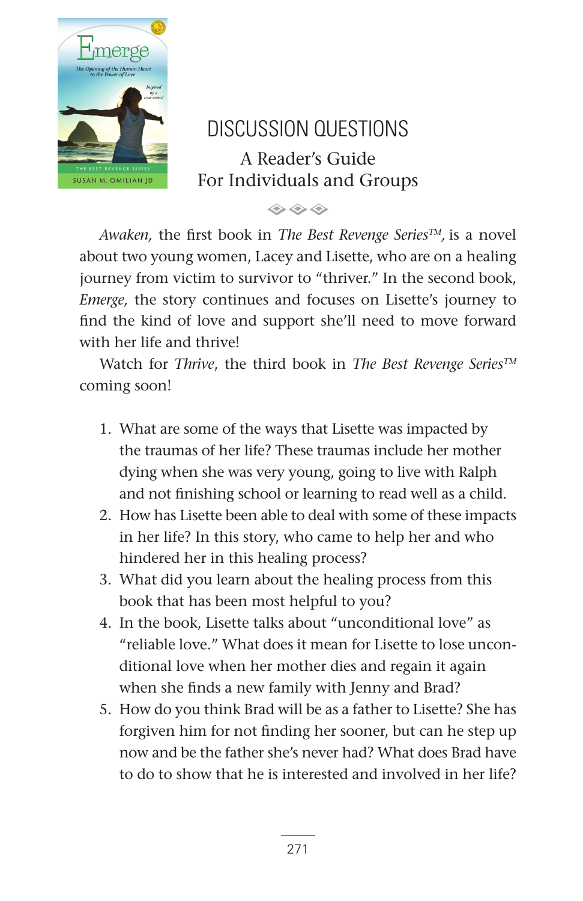# DISCUSSION QUESTIONS

## A Reader's Guide
## For Individuals and Groups

*Awaken,* the first book in *The Best Revenge Series™,* is a novel about two young women, Lacey and Lisette, who are on a healing journey from victim to survivor to "thriver." In the second book, *Emerge,* the story continues and focuses on Lisette's journey to find the kind of love and support she'll need to move forward with her life and thrive!

Watch for *Thrive*, the third book in *The Best Revenge Series™* coming soon!

1. What are some of the ways that Lisette was impacted by the traumas of her life? These traumas include her mother dying when she was very young, going to live with Ralph and not finishing school or learning to read well as a child.
2. How has Lisette been able to deal with some of these impacts in her life? In this story, who came to help her and who hindered her in this healing process?
3. What did you learn about the healing process from this book that has been most helpful to you?
4. In the book, Lisette talks about "unconditional love" as "reliable love." What does it mean for Lisette to lose unconditional love when her mother dies and regain it again when she finds a new family with Jenny and Brad?
5. How do you think Brad will be as a father to Lisette? She has forgiven him for not finding her sooner, but can he step up now and be the father she's never had? What does Brad have to do to show that he is interested and involved in her life?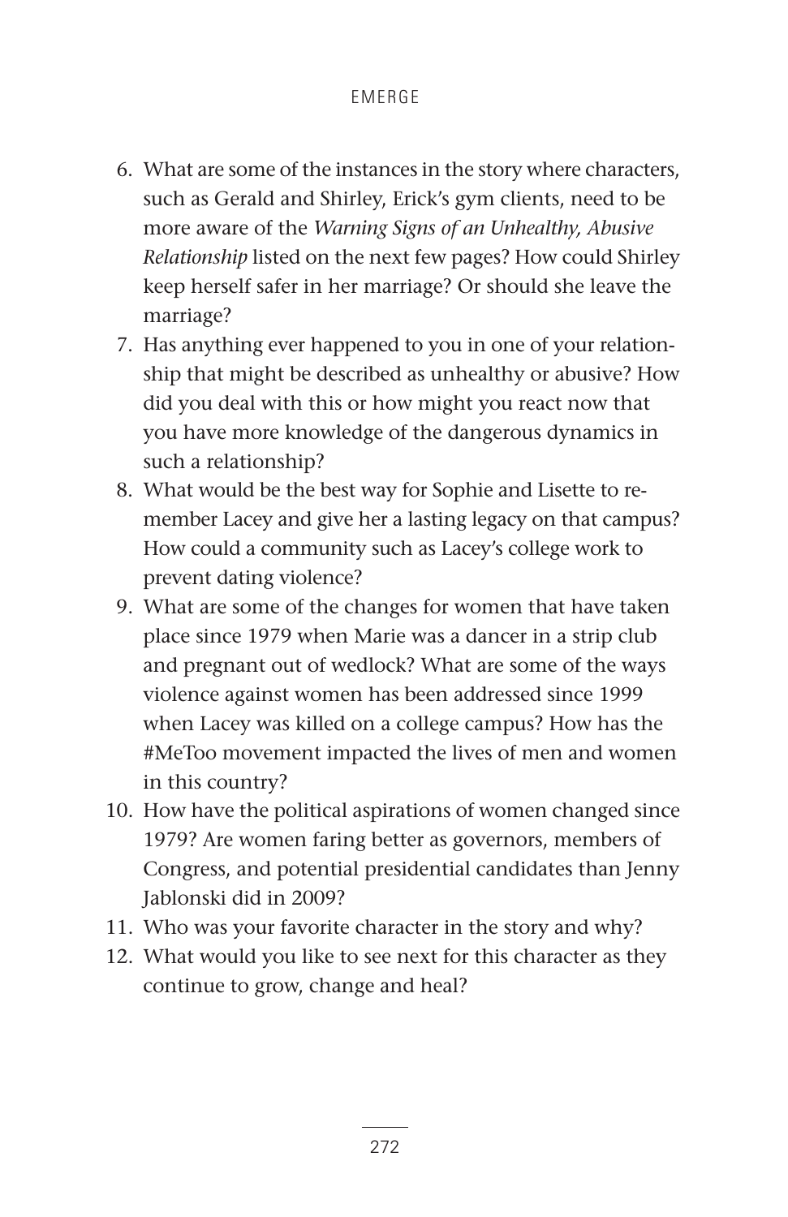6. What are some of the instances in the story where characters, such as Gerald and Shirley, Erick's gym clients, need to be more aware of the *Warning Signs of an Unhealthy, Abusive Relationship* listed on the next few pages? How could Shirley keep herself safer in her marriage? Or should she leave the marriage?
7. Has anything ever happened to you in one of your relationship that might be described as unhealthy or abusive? How did you deal with this or how might you react now that you have more knowledge of the dangerous dynamics in such a relationship?
8. What would be the best way for Sophie and Lisette to remember Lacey and give her a lasting legacy on that campus? How could a community such as Lacey's college work to prevent dating violence?
9. What are some of the changes for women that have taken place since 1979 when Marie was a dancer in a strip club and pregnant out of wedlock? What are some of the ways violence against women has been addressed since 1999 when Lacey was killed on a college campus? How has the #MeToo movement impacted the lives of men and women in this country?
10. How have the political aspirations of women changed since 1979? Are women faring better as governors, members of Congress, and potential presidential candidates than Jenny Jablonski did in 2009?
11. Who was your favorite character in the story and why?
12. What would you like to see next for this character as they continue to grow, change and heal?